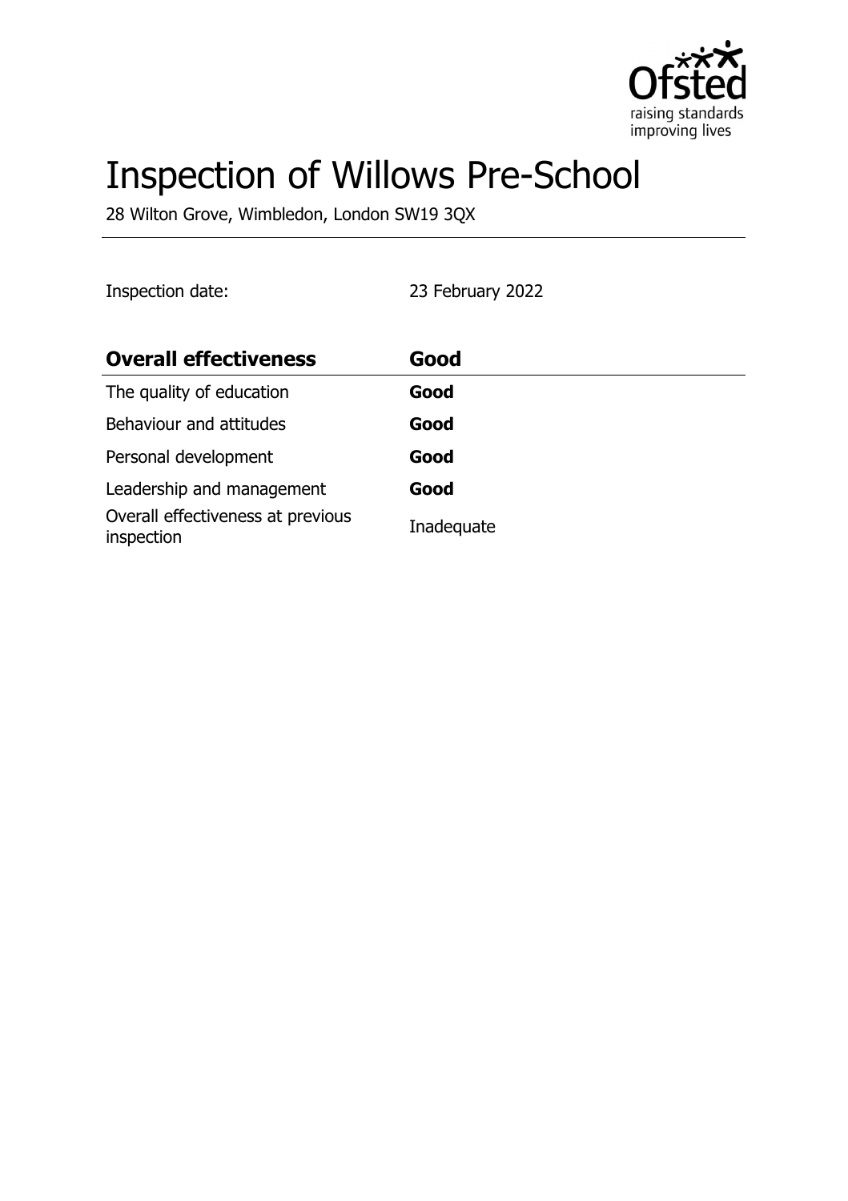# Inspection of Willows Pre-School

28 Wilton Grove, Wimbledon, London SW19 3QX

Inspection date: 23 February 2022

| **Overall effectiveness** | **Good** |
| --- | --- |
| The quality of education | **Good** |
| Behaviour and attitudes | **Good** |
| Personal development | **Good** |
| Leadership and management | **Good** |
| Overall effectiveness at previous inspection | Inadequate |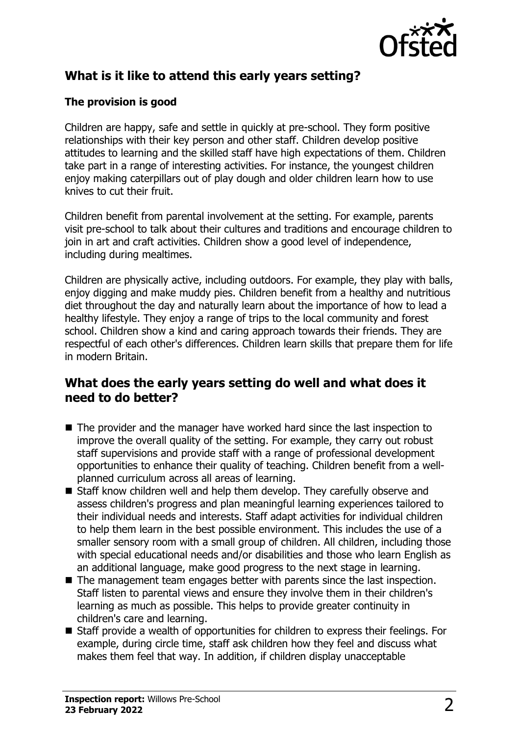## What is it like to attend this early years setting?

### The provision is good

Children are happy, safe and settle in quickly at pre-school. They form positive relationships with their key person and other staff. Children develop positive attitudes to learning and the skilled staff have high expectations of them. Children take part in a range of interesting activities. For instance, the youngest children enjoy making caterpillars out of play dough and older children learn how to use knives to cut their fruit.

Children benefit from parental involvement at the setting. For example, parents visit pre-school to talk about their cultures and traditions and encourage children to join in art and craft activities. Children show a good level of independence, including during mealtimes.

Children are physically active, including outdoors. For example, they play with balls, enjoy digging and make muddy pies. Children benefit from a healthy and nutritious diet throughout the day and naturally learn about the importance of how to lead a healthy lifestyle. They enjoy a range of trips to the local community and forest school. Children show a kind and caring approach towards their friends. They are respectful of each other's differences. Children learn skills that prepare them for life in modern Britain.

## What does the early years setting do well and what does it need to do better?

- The provider and the manager have worked hard since the last inspection to improve the overall quality of the setting. For example, they carry out robust staff supervisions and provide staff with a range of professional development opportunities to enhance their quality of teaching. Children benefit from a well-planned curriculum across all areas of learning.
- Staff know children well and help them develop. They carefully observe and assess children's progress and plan meaningful learning experiences tailored to their individual needs and interests. Staff adapt activities for individual children to help them learn in the best possible environment. This includes the use of a smaller sensory room with a small group of children. All children, including those with special educational needs and/or disabilities and those who learn English as an additional language, make good progress to the next stage in learning.
- The management team engages better with parents since the last inspection. Staff listen to parental views and ensure they involve them in their children's learning as much as possible. This helps to provide greater continuity in children's care and learning.
- Staff provide a wealth of opportunities for children to express their feelings. For example, during circle time, staff ask children how they feel and discuss what makes them feel that way. In addition, if children display unacceptable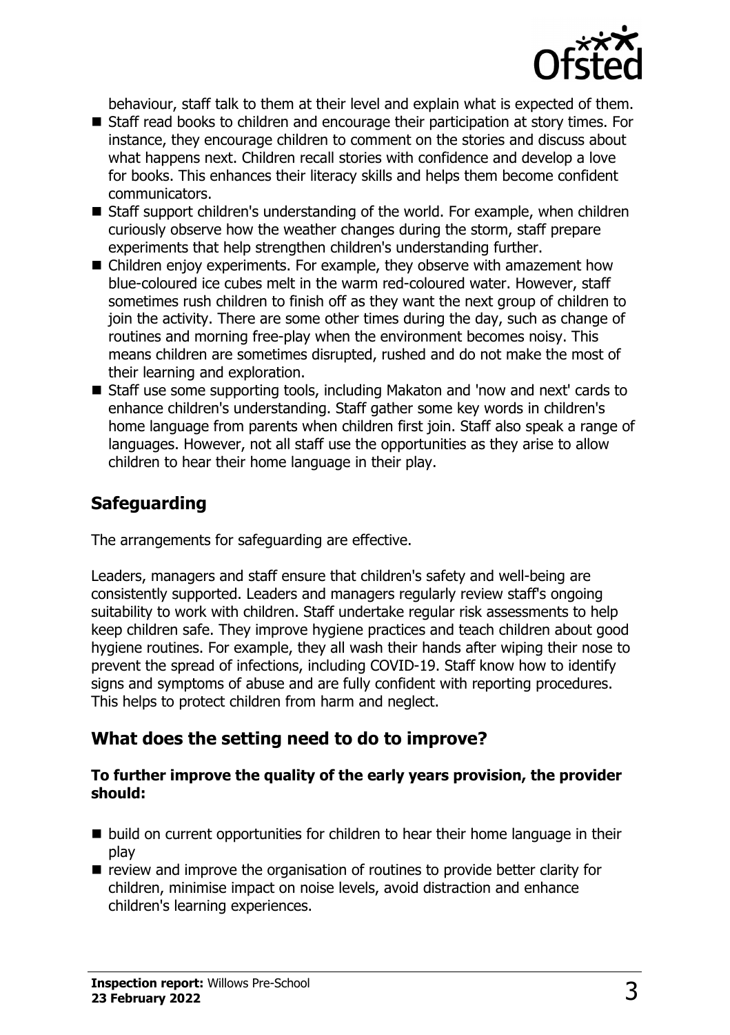behaviour, staff talk to them at their level and explain what is expected of them.

- Staff read books to children and encourage their participation at story times. For instance, they encourage children to comment on the stories and discuss about what happens next. Children recall stories with confidence and develop a love for books. This enhances their literacy skills and helps them become confident communicators.
- Staff support children's understanding of the world. For example, when children curiously observe how the weather changes during the storm, staff prepare experiments that help strengthen children's understanding further.
- Children enjoy experiments. For example, they observe with amazement how blue-coloured ice cubes melt in the warm red-coloured water. However, staff sometimes rush children to finish off as they want the next group of children to join the activity. There are some other times during the day, such as change of routines and morning free-play when the environment becomes noisy. This means children are sometimes disrupted, rushed and do not make the most of their learning and exploration.
- Staff use some supporting tools, including Makaton and 'now and next' cards to enhance children's understanding. Staff gather some key words in children's home language from parents when children first join. Staff also speak a range of languages. However, not all staff use the opportunities as they arise to allow children to hear their home language in their play.

## Safeguarding

The arrangements for safeguarding are effective.

Leaders, managers and staff ensure that children's safety and well-being are consistently supported. Leaders and managers regularly review staff's ongoing suitability to work with children. Staff undertake regular risk assessments to help keep children safe. They improve hygiene practices and teach children about good hygiene routines. For example, they all wash their hands after wiping their nose to prevent the spread of infections, including COVID-19. Staff know how to identify signs and symptoms of abuse and are fully confident with reporting procedures. This helps to protect children from harm and neglect.

## What does the setting need to do to improve?

**To further improve the quality of the early years provision, the provider should:**

- build on current opportunities for children to hear their home language in their play
- review and improve the organisation of routines to provide better clarity for children, minimise impact on noise levels, avoid distraction and enhance children's learning experiences.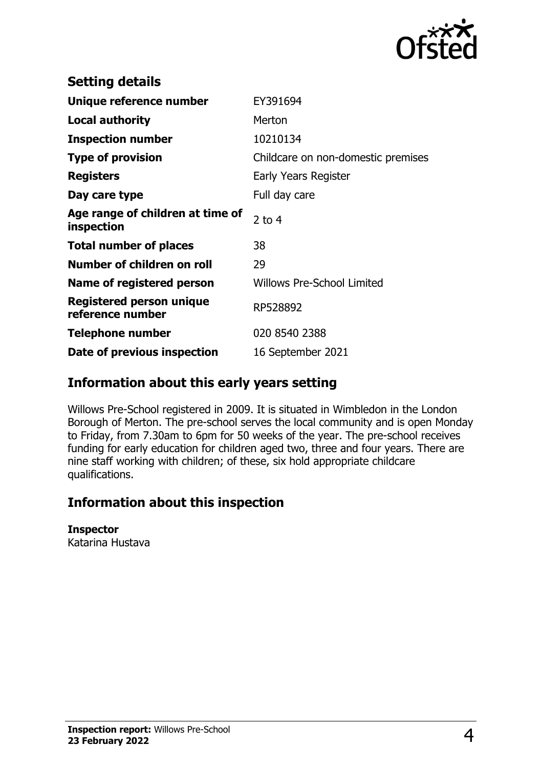## Setting details

| | |
|---|---|
| **Unique reference number** | EY391694 |
| **Local authority** | Merton |
| **Inspection number** | 10210134 |
| **Type of provision** | Childcare on non-domestic premises |
| **Registers** | Early Years Register |
| **Day care type** | Full day care |
| **Age range of children at time of inspection** | 2 to 4 |
| **Total number of places** | 38 |
| **Number of children on roll** | 29 |
| **Name of registered person** | Willows Pre-School Limited |
| **Registered person unique reference number** | RP528892 |
| **Telephone number** | 020 8540 2388 |
| **Date of previous inspection** | 16 September 2021 |

## Information about this early years setting

Willows Pre-School registered in 2009. It is situated in Wimbledon in the London Borough of Merton. The pre-school serves the local community and is open Monday to Friday, from 7.30am to 6pm for 50 weeks of the year. The pre-school receives funding for early education for children aged two, three and four years. There are nine staff working with children; of these, six hold appropriate childcare qualifications.

## Information about this inspection

**Inspector**
Katarina Hustava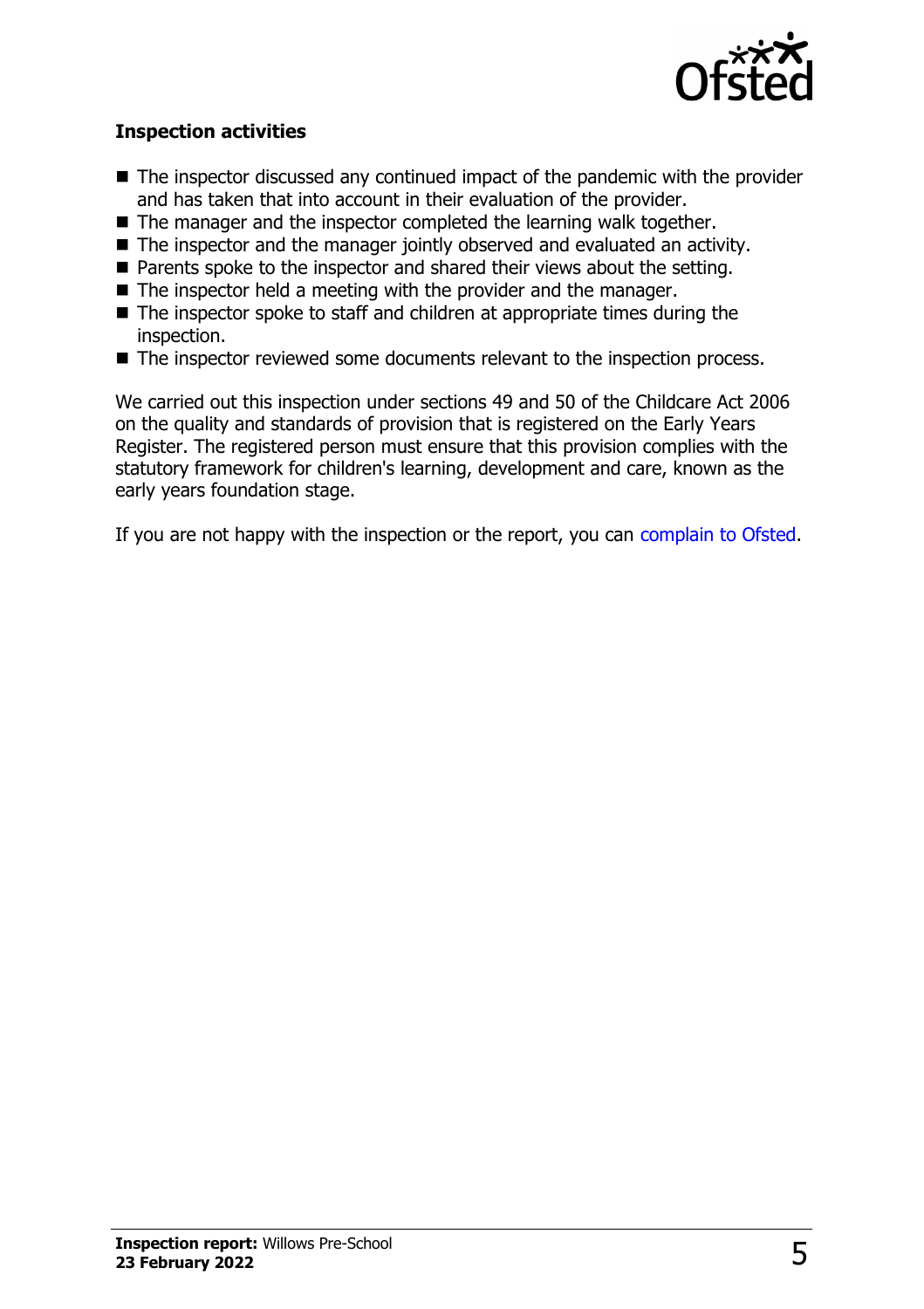### Inspection activities

- The inspector discussed any continued impact of the pandemic with the provider and has taken that into account in their evaluation of the provider.
- The manager and the inspector completed the learning walk together.
- The inspector and the manager jointly observed and evaluated an activity.
- Parents spoke to the inspector and shared their views about the setting.
- The inspector held a meeting with the provider and the manager.
- The inspector spoke to staff and children at appropriate times during the inspection.
- The inspector reviewed some documents relevant to the inspection process.

We carried out this inspection under sections 49 and 50 of the Childcare Act 2006 on the quality and standards of provision that is registered on the Early Years Register. The registered person must ensure that this provision complies with the statutory framework for children's learning, development and care, known as the early years foundation stage.

If you are not happy with the inspection or the report, you can complain to Ofsted.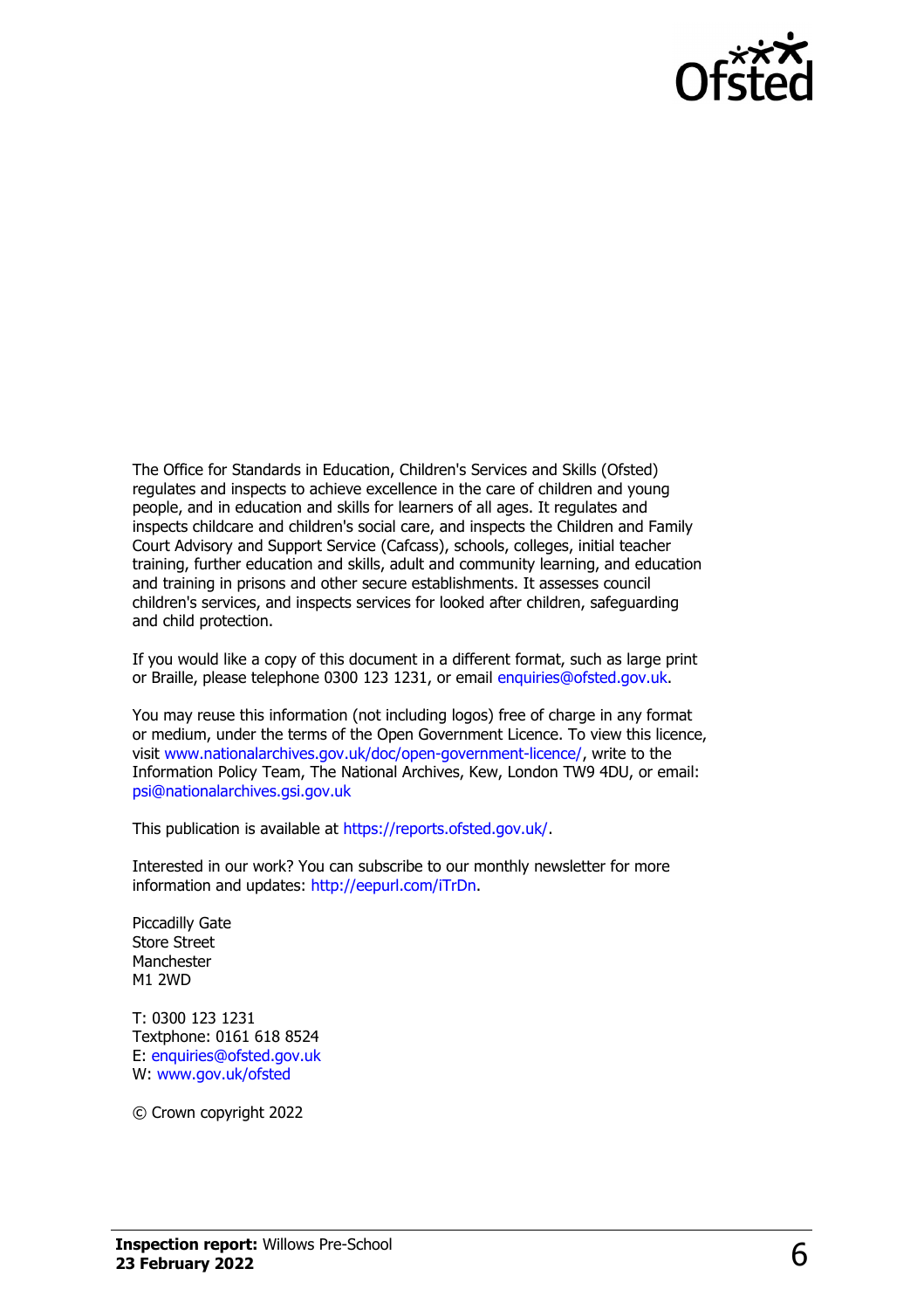The Office for Standards in Education, Children's Services and Skills (Ofsted) regulates and inspects to achieve excellence in the care of children and young people, and in education and skills for learners of all ages. It regulates and inspects childcare and children's social care, and inspects the Children and Family Court Advisory and Support Service (Cafcass), schools, colleges, initial teacher training, further education and skills, adult and community learning, and education and training in prisons and other secure establishments. It assesses council children's services, and inspects services for looked after children, safeguarding and child protection.

If you would like a copy of this document in a different format, such as large print or Braille, please telephone 0300 123 1231, or email enquiries@ofsted.gov.uk.

You may reuse this information (not including logos) free of charge in any format or medium, under the terms of the Open Government Licence. To view this licence, visit www.nationalarchives.gov.uk/doc/open-government-licence/, write to the Information Policy Team, The National Archives, Kew, London TW9 4DU, or email: psi@nationalarchives.gsi.gov.uk

This publication is available at https://reports.ofsted.gov.uk/.

Interested in our work? You can subscribe to our monthly newsletter for more information and updates: http://eepurl.com/iTrDn.

Piccadilly Gate
Store Street
Manchester
M1 2WD

T: 0300 123 1231
Textphone: 0161 618 8524
E: enquiries@ofsted.gov.uk
W: www.gov.uk/ofsted

© Crown copyright 2022